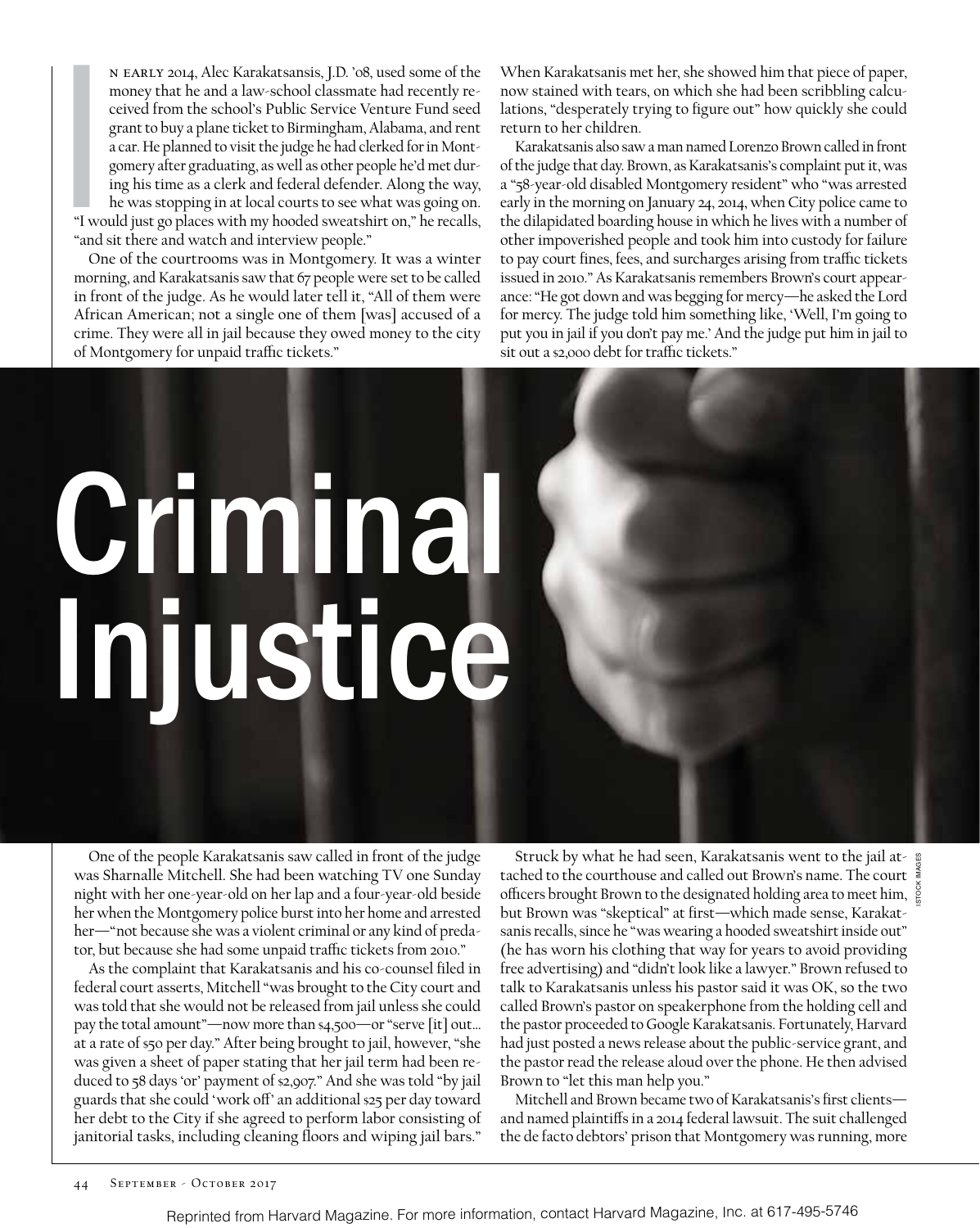# Criminal Injustice

In early 2014, Alec Karakatsansis, J.D. '08, used some of the money that he and a law-school classmate had recently received from the school's Public Service Venture Fund seed grant to buy a plane ticket to Birmingham, Alabama, and rent a car. He planned to visit the judge he had clerked for in Montgomery after graduating, as well as other people he'd met during his time as a clerk and federal defender. Along the way, he was stopping in at local courts to see what was going on. "I would just go places with my hooded sweatshirt on," he recalls, "and sit there and watch and interview people."

One of the courtrooms was in Montgomery. It was a winter morning, and Karakatsanis saw that 67 people were set to be called in front of the judge. As he would later tell it, "All of them were African American; not a single one of them [was] accused of a crime. They were all in jail because they owed money to the city of Montgomery for unpaid traffic tickets."

When Karakatsanis met her, she showed him that piece of paper, now stained with tears, on which she had been scribbling calculations, "desperately trying to figure out" how quickly she could return to her children.

Karakatsanis also saw a man named Lorenzo Brown called in front of the judge that day. Brown, as Karakatsanis's complaint put it, was a "58-year-old disabled Montgomery resident" who "was arrested early in the morning on January 24, 2014, when City police came to the dilapidated boarding house in which he lives with a number of other impoverished people and took him into custody for failure to pay court fines, fees, and surcharges arising from traffic tickets issued in 2010." As Karakatsanis remembers Brown's court appearance: "He got down and was begging for mercy—he asked the Lord for mercy. The judge told him something like, 'Well, I'm going to put you in jail if you don't pay me.' And the judge put him in jail to sit out a $2,000 debt for traffic tickets."

One of the people Karakatsanis saw called in front of the judge was Sharnalle Mitchell. She had been watching TV one Sunday night with her one-year-old on her lap and a four-year-old beside her when the Montgomery police burst into her home and arrested her—"not because she was a violent criminal or any kind of predator, but because she had some unpaid traffic tickets from 2010."

As the complaint that Karakatsanis and his co-counsel filed in federal court asserts, Mitchell "was brought to the City court and was told that she would not be released from jail unless she could pay the total amount"—now more than $4,500—or "serve [it] out… at a rate of $50 per day." After being brought to jail, however, "she was given a sheet of paper stating that her jail term had been reduced to 58 days 'or' payment of $2,907." And she was told "by jail guards that she could 'work off' an additional $25 per day toward her debt to the City if she agreed to perform labor consisting of janitorial tasks, including cleaning floors and wiping jail bars."

Struck by what he had seen, Karakatsanis went to the jail attached to the courthouse and called out Brown's name. The court officers brought Brown to the designated holding area to meet him, but Brown was "skeptical" at first—which made sense, Karakatsanis recalls, since he "was wearing a hooded sweatshirt inside out" (he has worn his clothing that way for years to avoid providing free advertising) and "didn't look like a lawyer." Brown refused to talk to Karakatsanis unless his pastor said it was OK, so the two called Brown's pastor on speakerphone from the holding cell and the pastor proceeded to Google Karakatsanis. Fortunately, Harvard had just posted a news release about the public-service grant, and the pastor read the release aloud over the phone. He then advised Brown to "let this man help you."

Mitchell and Brown became two of Karakatsanis's first clients—and named plaintiffs in a 2014 federal lawsuit. The suit challenged the de facto debtors' prison that Montgomery was running, more

Reprinted from Harvard Magazine. For more information, contact Harvard Magazine, Inc. at 617-495-5746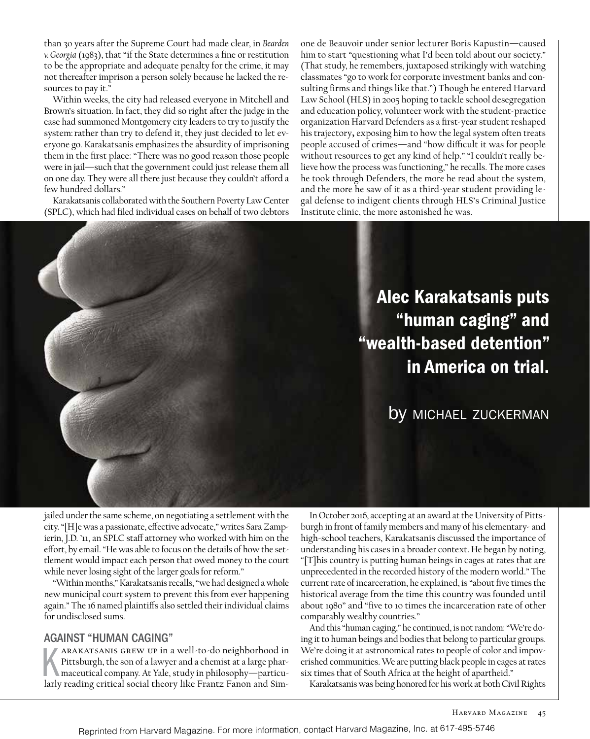than 30 years after the Supreme Court had made clear, in *Bearden v. Georgia* (1983), that "if the State determines a fine or restitution to be the appropriate and adequate penalty for the crime, it may not thereafter imprison a person solely because he lacked the resources to pay it."

Within weeks, the city had released everyone in Mitchell and Brown's situation. In fact, they did so right after the judge in the case had summoned Montgomery city leaders to try to justify the system: rather than try to defend it, they just decided to let everyone go. Karakatsanis emphasizes the absurdity of imprisoning them in the first place: "There was no good reason those people were in jail—such that the government could just release them all on one day. They were all there just because they couldn't afford a few hundred dollars."

Karakatsanis collaborated with the Southern Poverty Law Center (SPLC), which had filed individual cases on behalf of two debtors jailed under the same scheme, on negotiating a settlement with the city. "[H]e was a passionate, effective advocate," writes Sara Zampierin, J.D. '11, an SPLC staff attorney who worked with him on the effort, by email. "He was able to focus on the details of how the settlement would impact each person that owed money to the court while never losing sight of the larger goals for reform."

"Within months," Karakatsanis recalls, "we had designed a whole new municipal court system to prevent this from ever happening again." The 16 named plaintiffs also settled their individual claims for undisclosed sums.

# Alec Karakatsanis puts "human caging" and "wealth-based detention" in America on trial.

by MICHAEL ZUCKERMAN

## AGAINST "HUMAN CAGING"

Karakatsanis grew up in a well-to-do neighborhood in Pittsburgh, the son of a lawyer and a chemist at a large pharmaceutical company. At Yale, study in philosophy—particularly reading critical social theory like Frantz Fanon and Simone de Beauvoir under senior lecturer Boris Kapustin—caused him to start "questioning what I'd been told about our society." (That study, he remembers, juxtaposed strikingly with watching classmates "go to work for corporate investment banks and consulting firms and things like that.") Though he entered Harvard Law School (HLS) in 2005 hoping to tackle school desegregation and education policy, volunteer work with the student-practice organization Harvard Defenders as a first-year student reshaped his trajectory, exposing him to how the legal system often treats people accused of crimes—and "how difficult it was for people without resources to get any kind of help." "I couldn't really believe how the process was functioning," he recalls. The more cases he took through Defenders, the more he read about the system, and the more he saw of it as a third-year student providing legal defense to indigent clients through HLS's Criminal Justice Institute clinic, the more astonished he was.

In October 2016, accepting at an award at the University of Pittsburgh in front of family members and many of his elementary- and high-school teachers, Karakatsanis discussed the importance of understanding his cases in a broader context. He began by noting, "[T]his country is putting human beings in cages at rates that are unprecedented in the recorded history of the modern world." The current rate of incarceration, he explained, is "about five times the historical average from the time this country was founded until about 1980" and "five to 10 times the incarceration rate of other comparably wealthy countries."

And this "human caging," he continued, is not random: "We're doing it to human beings and bodies that belong to particular groups. We're doing it at astronomical rates to people of color and impoverished communities. We are putting black people in cages at rates six times that of South Africa at the height of apartheid."

Karakatsanis was being honored for his work at both Civil Rights

Reprinted from Harvard Magazine. For more information, contact Harvard Magazine, Inc. at 617-495-5746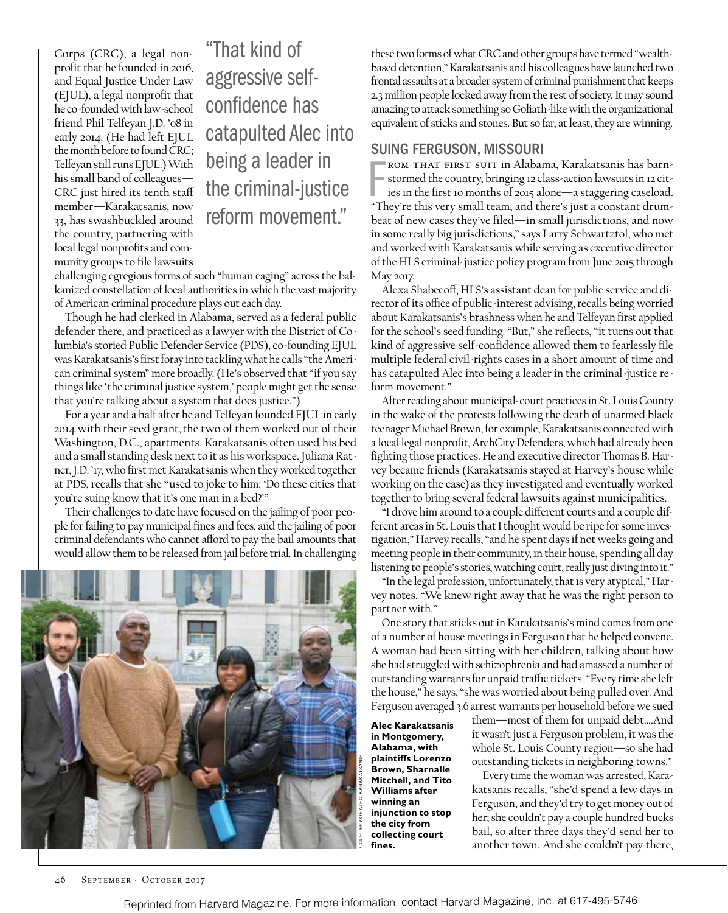Corps (CRC), a legal nonprofit that he founded in 2016, and Equal Justice Under Law (EJUL), a legal nonprofit that he co-founded with law-school friend Phil Telfeyan J.D. '08 in early 2014. (He had left EJUL the month before to found CRC; Telfeyan still runs EJUL.) With his small band of colleagues—CRC just hired its tenth staff member—Karakatsanis, now 33, has swashbuckled around the country, partnering with local legal nonprofits and community groups to file lawsuits challenging egregious forms of such "human caging" across the balkanized constellation of local authorities in which the vast majority of American criminal procedure plays out each day.

> "That kind of aggressive self-confidence has catapulted Alec into being a leader in the criminal-justice reform movement."

Though he had clerked in Alabama, served as a federal public defender there, and practiced as a lawyer with the District of Columbia's storied Public Defender Service (PDS), co-founding EJUL was Karakatsanis's first foray into tackling what he calls "the American criminal system" more broadly. (He's observed that "if you say things like 'the criminal justice system,' people might get the sense that you're talking about a system that does justice.")

For a year and a half after he and Telfeyan founded EJUL in early 2014 with their seed grant, the two of them worked out of their Washington, D.C., apartments. Karakatsanis often used his bed and a small standing desk next to it as his workspace. Juliana Ratner, J.D. '17, who first met Karakatsanis when they worked together at PDS, recalls that she "used to joke to him: 'Do these cities that you're suing know that it's one man in a bed?'"

Their challenges to date have focused on the jailing of poor people for failing to pay municipal fines and fees, and the jailing of poor criminal defendants who cannot afford to pay the bail amounts that would allow them to be released from jail before trial. In challenging these two forms of what CRC and other groups have termed "wealth-based detention," Karakatsanis and his colleagues have launched two frontal assaults at a broader system of criminal punishment that keeps 2.3 million people locked away from the rest of society. It may sound amazing to attack something so Goliath-like with the organizational equivalent of sticks and stones. But so far, at least, they are winning.

**Alec Karakatsanis in Montgomery, Alabama, with plaintiffs Lorenzo Brown, Sharnalle Mitchell, and Tito Williams after winning an injunction to stop the city from collecting court fines.**

COURTESY OF ALEC KARAKATSANIS

## SUING FERGUSON, MISSOURI

From that first suit in Alabama, Karakatsanis has barnstormed the country, bringing 12 class-action lawsuits in 12 cities in the first 10 months of 2015 alone—a staggering caseload. "They're this very small team, and there's just a constant drumbeat of new cases they've filed—in small jurisdictions, and now in some really big jurisdictions," says Larry Schwartztol, who met and worked with Karakatsanis while serving as executive director of the HLS criminal-justice policy program from June 2015 through May 2017.

Alexa Shabecoff, HLS's assistant dean for public service and director of its office of public-interest advising, recalls being worried about Karakatsanis's brashness when he and Telfeyan first applied for the school's seed funding. "But," she reflects, "it turns out that kind of aggressive self-confidence allowed them to fearlessly file multiple federal civil-rights cases in a short amount of time and has catapulted Alec into being a leader in the criminal-justice reform movement."

After reading about municipal-court practices in St. Louis County in the wake of the protests following the death of unarmed black teenager Michael Brown, for example, Karakatsanis connected with a local legal nonprofit, ArchCity Defenders, which had already been fighting those practices. He and executive director Thomas B. Harvey became friends (Karakatsanis stayed at Harvey's house while working on the case) as they investigated and eventually worked together to bring several federal lawsuits against municipalities.

"I drove him around to a couple different courts and a couple different areas in St. Louis that I thought would be ripe for some investigation," Harvey recalls, "and he spent days if not weeks going and meeting people in their community, in their house, spending all day listening to people's stories, watching court, really just diving into it."

"In the legal profession, unfortunately, that is very atypical," Harvey notes. "We knew right away that he was the right person to partner with."

One story that sticks out in Karakatsanis's mind comes from one of a number of house meetings in Ferguson that he helped convene. A woman had been sitting with her children, talking about how she had struggled with schizophrenia and had amassed a number of outstanding warrants for unpaid traffic tickets. "Every time she left the house," he says, "she was worried about being pulled over. And Ferguson averaged 3.6 arrest warrants per household before we sued them—most of them for unpaid debt....And it wasn't just a Ferguson problem, it was the whole St. Louis County region—so she had outstanding tickets in neighboring towns."

Every time the woman was arrested, Karakatsanis recalls, "she'd spend a few days in Ferguson, and they'd try to get money out of her; she couldn't pay a couple hundred bucks bail, so after three days they'd send her to another town. And she couldn't pay there,

Reprinted from Harvard Magazine. For more information, contact Harvard Magazine, Inc. at 617-495-5746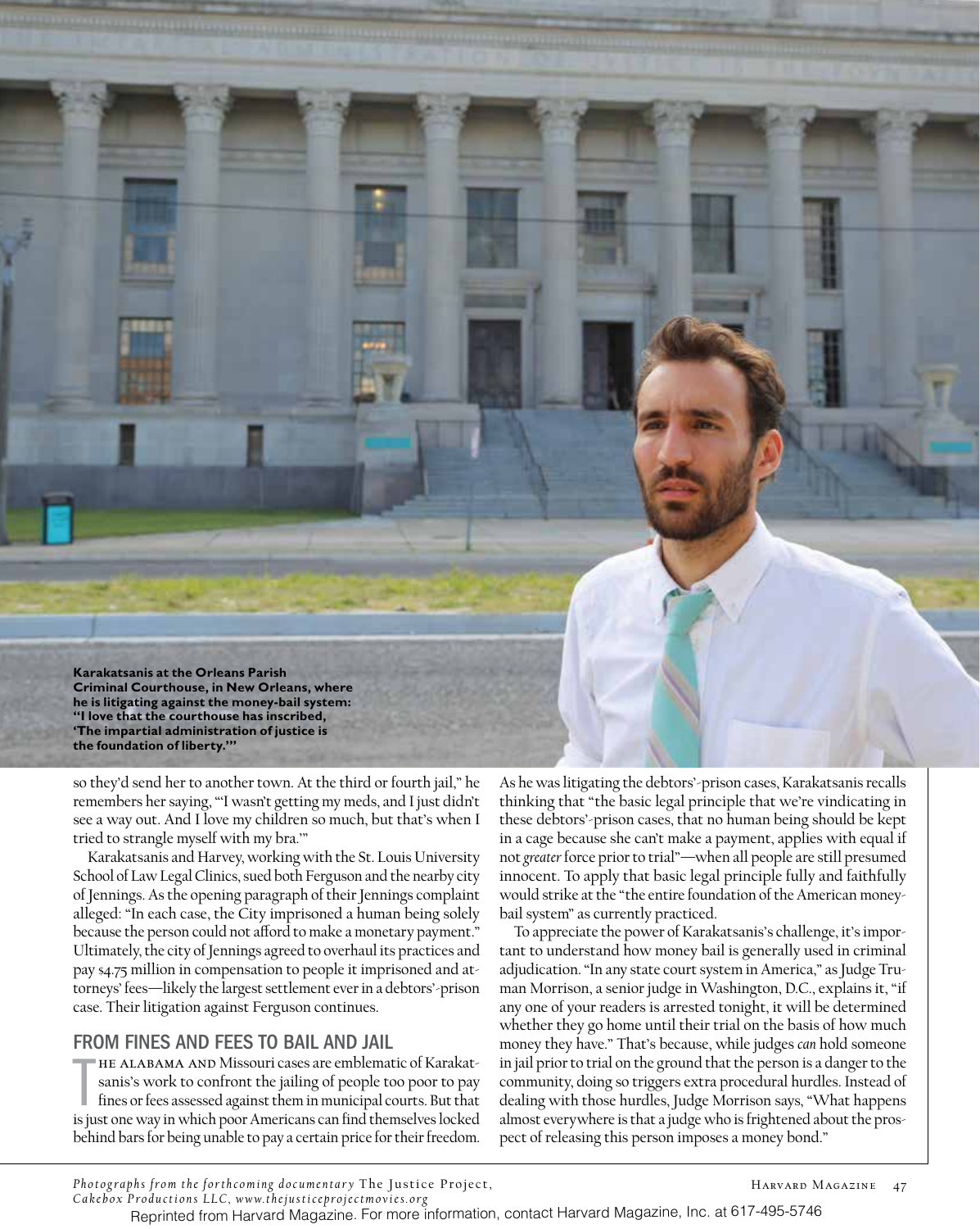**Karakatsanis at the Orleans Parish Criminal Courthouse, in New Orleans, where he is litigating against the money-bail system: "I love that the courthouse has inscribed, 'The impartial administration of justice is the foundation of liberty.'"**

so they'd send her to another town. At the third or fourth jail," he remembers her saying, "'I wasn't getting my meds, and I just didn't see a way out. And I love my children so much, but that's when I tried to strangle myself with my bra.'"

Karakatsanis and Harvey, working with the St. Louis University School of Law Legal Clinics, sued both Ferguson and the nearby city of Jennings. As the opening paragraph of their Jennings complaint alleged: "In each case, the City imprisoned a human being solely because the person could not afford to make a monetary payment." Ultimately, the city of Jennings agreed to overhaul its practices and pay $4.75 million in compensation to people it imprisoned and attorneys' fees—likely the largest settlement ever in a debtors'-prison case. Their litigation against Ferguson continues.

## FROM FINES AND FEES TO BAIL AND JAIL

THE ALABAMA AND Missouri cases are emblematic of Karakatsanis's work to confront the jailing of people too poor to pay fines or fees assessed against them in municipal courts. But that is just one way in which poor Americans can find themselves locked behind bars for being unable to pay a certain price for their freedom. As he was litigating the debtors'-prison cases, Karakatsanis recalls thinking that "the basic legal principle that we're vindicating in these debtors'-prison cases, that no human being should be kept in a cage because she can't make a payment, applies with equal if not *greater* force prior to trial"—when all people are still presumed innocent. To apply that basic legal principle fully and faithfully would strike at the "the entire foundation of the American money-bail system" as currently practiced.

To appreciate the power of Karakatsanis's challenge, it's important to understand how money bail is generally used in criminal adjudication. "In any state court system in America," as Judge Truman Morrison, a senior judge in Washington, D.C., explains it, "if any one of your readers is arrested tonight, it will be determined whether they go home until their trial on the basis of how much money they have." That's because, while judges *can* hold someone in jail prior to trial on the ground that the person is a danger to the community, doing so triggers extra procedural hurdles. Instead of dealing with those hurdles, Judge Morrison says, "What happens almost everywhere is that a judge who is frightened about the prospect of releasing this person imposes a money bond."

*Photographs from the forthcoming documentary* The Justice Project, *Cakebox Productions LLC, www.thejusticeprojectmovies.org*

Reprinted from Harvard Magazine. For more information, contact Harvard Magazine, Inc. at 617-495-5746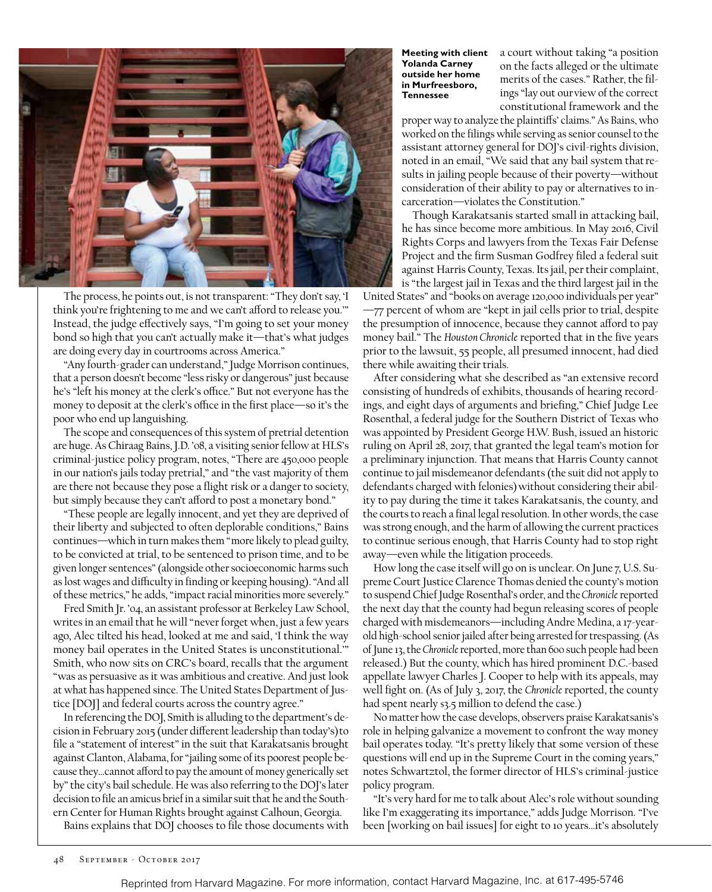**Meeting with client Yolanda Carney outside her home in Murfreesboro, Tennessee**

The process, he points out, is not transparent: "They don't say, 'I think you're frightening to me and we can't afford to release you.'" Instead, the judge effectively says, "I'm going to set your money bond so high that you can't actually make it—that's what judges are doing every day in courtrooms across America."

"Any fourth-grader can understand," Judge Morrison continues, that a person doesn't become "less risky or dangerous" just because he's "left his money at the clerk's office." But not everyone has the money to deposit at the clerk's office in the first place—so it's the poor who end up languishing.

The scope and consequences of this system of pretrial detention are huge. As Chiraag Bains, J.D. '08, a visiting senior fellow at HLS's criminal-justice policy program, notes, "There are 450,000 people in our nation's jails today pretrial," and "the vast majority of them are there not because they pose a flight risk or a danger to society, but simply because they can't afford to post a monetary bond."

"These people are legally innocent, and yet they are deprived of their liberty and subjected to often deplorable conditions," Bains continues—which in turn makes them "more likely to plead guilty, to be convicted at trial, to be sentenced to prison time, and to be given longer sentences" (alongside other socioeconomic harms such as lost wages and difficulty in finding or keeping housing). "And all of these metrics," he adds, "impact racial minorities more severely."

Fred Smith Jr. '04, an assistant professor at Berkeley Law School, writes in an email that he will "never forget when, just a few years ago, Alec tilted his head, looked at me and said, 'I think the way money bail operates in the United States is unconstitutional.'" Smith, who now sits on CRC's board, recalls that the argument "was as persuasive as it was ambitious and creative. And just look at what has happened since. The United States Department of Justice [DOJ] and federal courts across the country agree."

In referencing the DOJ, Smith is alluding to the department's decision in February 2015 (under different leadership than today's) to file a "statement of interest" in the suit that Karakatsanis brought against Clanton, Alabama, for "jailing some of its poorest people because they…cannot afford to pay the amount of money generically set by" the city's bail schedule. He was also referring to the DOJ's later decision to file an amicus brief in a similar suit that he and the Southern Center for Human Rights brought against Calhoun, Georgia.

Bains explains that DOJ chooses to file those documents with a court without taking "a position on the facts alleged or the ultimate merits of the cases." Rather, the filings "lay out our view of the correct constitutional framework and the proper way to analyze the plaintiffs' claims." As Bains, who worked on the filings while serving as senior counsel to the assistant attorney general for DOJ's civil-rights division, noted in an email, "We said that any bail system that results in jailing people because of their poverty—without consideration of their ability to pay or alternatives to incarceration—violates the Constitution."

Though Karakatsanis started small in attacking bail, he has since become more ambitious. In May 2016, Civil Rights Corps and lawyers from the Texas Fair Defense Project and the firm Susman Godfrey filed a federal suit against Harris County, Texas. Its jail, per their complaint, is "the largest jail in Texas and the third largest jail in the United States" and "books on average 120,000 individuals per year"—77 percent of whom are "kept in jail cells prior to trial, despite the presumption of innocence, because they cannot afford to pay money bail." The *Houston Chronicle* reported that in the five years prior to the lawsuit, 55 people, all presumed innocent, had died there while awaiting their trials.

After considering what she described as "an extensive record consisting of hundreds of exhibits, thousands of hearing recordings, and eight days of arguments and briefing," Chief Judge Lee Rosenthal, a federal judge for the Southern District of Texas who was appointed by President George H.W. Bush, issued an historic ruling on April 28, 2017, that granted the legal team's motion for a preliminary injunction. That means that Harris County cannot continue to jail misdemeanor defendants (the suit did not apply to defendants charged with felonies) without considering their ability to pay during the time it takes Karakatsanis, the county, and the courts to reach a final legal resolution. In other words, the case was strong enough, and the harm of allowing the current practices to continue serious enough, that Harris County had to stop right away—even while the litigation proceeds.

How long the case itself will go on is unclear. On June 7, U.S. Supreme Court Justice Clarence Thomas denied the county's motion to suspend Chief Judge Rosenthal's order, and the *Chronicle* reported the next day that the county had begun releasing scores of people charged with misdemeanors—including Andre Medina, a 17-year-old high-school senior jailed after being arrested for trespassing. (As of June 13, the *Chronicle* reported, more than 600 such people had been released.) But the county, which has hired prominent D.C.-based appellate lawyer Charles J. Cooper to help with its appeals, may well fight on. (As of July 3, 2017, the *Chronicle* reported, the county had spent nearly $3.5 million to defend the case.)

No matter how the case develops, observers praise Karakatsanis's role in helping galvanize a movement to confront the way money bail operates today. "It's pretty likely that some version of these questions will end up in the Supreme Court in the coming years," notes Schwartztol, the former director of HLS's criminal-justice policy program.

"It's very hard for me to talk about Alec's role without sounding like I'm exaggerating its importance," adds Judge Morrison. "I've been [working on bail issues] for eight to 10 years…it's absolutely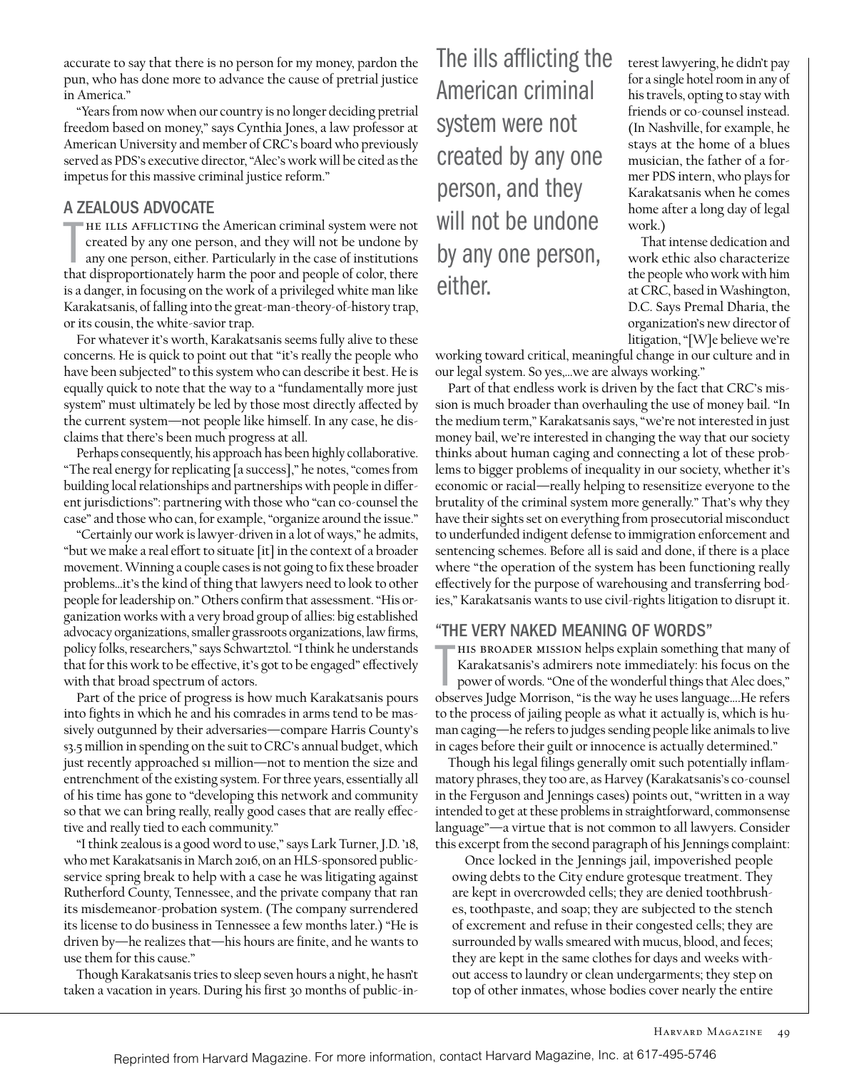accurate to say that there is no person for my money, pardon the pun, who has done more to advance the cause of pretrial justice in America."

"Years from now when our country is no longer deciding pretrial freedom based on money," says Cynthia Jones, a law professor at American University and member of CRC's board who previously served as PDS's executive director, "Alec's work will be cited as the impetus for this massive criminal justice reform."

## A ZEALOUS ADVOCATE

The ills afflicting the American criminal system were not created by any one person, and they will not be undone by any one person, either. Particularly in the case of institutions that disproportionately harm the poor and people of color, there is a danger, in focusing on the work of a privileged white man like Karakatsanis, of falling into the great-man-theory-of-history trap, or its cousin, the white-savior trap.

For whatever it's worth, Karakatsanis seems fully alive to these concerns. He is quick to point out that "it's really the people who have been subjected" to this system who can describe it best. He is equally quick to note that the way to a "fundamentally more just system" must ultimately be led by those most directly affected by the current system—not people like himself. In any case, he disclaims that there's been much progress at all.

Perhaps consequently, his approach has been highly collaborative. "The real energy for replicating [a success]," he notes, "comes from building local relationships and partnerships with people in different jurisdictions": partnering with those who "can co-counsel the case" and those who can, for example, "organize around the issue."

"Certainly our work is lawyer-driven in a lot of ways," he admits, "but we make a real effort to situate [it] in the context of a broader movement. Winning a couple cases is not going to fix these broader problems…it's the kind of thing that lawyers need to look to other people for leadership on." Others confirm that assessment. "His organization works with a very broad group of allies: big established advocacy organizations, smaller grassroots organizations, law firms, policy folks, researchers," says Schwartztol. "I think he understands that for this work to be effective, it's got to be engaged" effectively with that broad spectrum of actors.

Part of the price of progress is how much Karakatsanis pours into fights in which he and his comrades in arms tend to be massively outgunned by their adversaries—compare Harris County's $3.5 million in spending on the suit to CRC's annual budget, which just recently approached $1 million—not to mention the size and entrenchment of the existing system. For three years, essentially all of his time has gone to "developing this network and community so that we can bring really, really good cases that are really effective and really tied to each community."

"I think zealous is a good word to use," says Lark Turner, J.D. '18, who met Karakatsanis in March 2016, on an HLS-sponsored public-service spring break to help with a case he was litigating against Rutherford County, Tennessee, and the private company that ran its misdemeanor-probation system. (The company surrendered its license to do business in Tennessee a few months later.) "He is driven by—he realizes that—his hours are finite, and he wants to use them for this cause."

Though Karakatsanis tries to sleep seven hours a night, he hasn't taken a vacation in years. During his first 30 months of public-interest lawyering, he didn't pay for a single hotel room in any of his travels, opting to stay with friends or co-counsel instead. (In Nashville, for example, he stays at the home of a blues musician, the father of a former PDS intern, who plays for Karakatsanis when he comes home after a long day of legal work.)

> The ills afflicting the American criminal system were not created by any one person, and they will not be undone by any one person, either.

That intense dedication and work ethic also characterize the people who work with him at CRC, based in Washington, D.C. Says Premal Dharia, the organization's new director of litigation, "[W]e believe we're working toward critical, meaningful change in our culture and in our legal system. So yes,…we are always working."

Part of that endless work is driven by the fact that CRC's mission is much broader than overhauling the use of money bail. "In the medium term," Karakatsanis says, "we're not interested in just money bail, we're interested in changing the way that our society thinks about human caging and connecting a lot of these problems to bigger problems of inequality in our society, whether it's economic or racial—really helping to resensitize everyone to the brutality of the criminal system more generally." That's why they have their sights set on everything from prosecutorial misconduct to underfunded indigent defense to immigration enforcement and sentencing schemes. Before all is said and done, if there is a place where "the operation of the system has been functioning really effectively for the purpose of warehousing and transferring bodies," Karakatsanis wants to use civil-rights litigation to disrupt it.

## "THE VERY NAKED MEANING OF WORDS"

This broader mission helps explain something that many of Karakatsanis's admirers note immediately: his focus on the power of words. "One of the wonderful things that Alec does," observes Judge Morrison, "is the way he uses language….He refers to the process of jailing people as what it actually is, which is human caging—he refers to judges sending people like animals to live in cages before their guilt or innocence is actually determined."

Though his legal filings generally omit such potentially inflammatory phrases, they too are, as Harvey (Karakatsanis's co-counsel in the Ferguson and Jennings cases) points out, "written in a way intended to get at these problems in straightforward, commonsense language"—a virtue that is not common to all lawyers. Consider this excerpt from the second paragraph of his Jennings complaint:

> Once locked in the Jennings jail, impoverished people owing debts to the City endure grotesque treatment. They are kept in overcrowded cells; they are denied toothbrushes, toothpaste, and soap; they are subjected to the stench of excrement and refuse in their congested cells; they are surrounded by walls smeared with mucus, blood, and feces; they are kept in the same clothes for days and weeks without access to laundry or clean undergarments; they step on top of other inmates, whose bodies cover nearly the entire

Reprinted from Harvard Magazine. For more information, contact Harvard Magazine, Inc. at 617-495-5746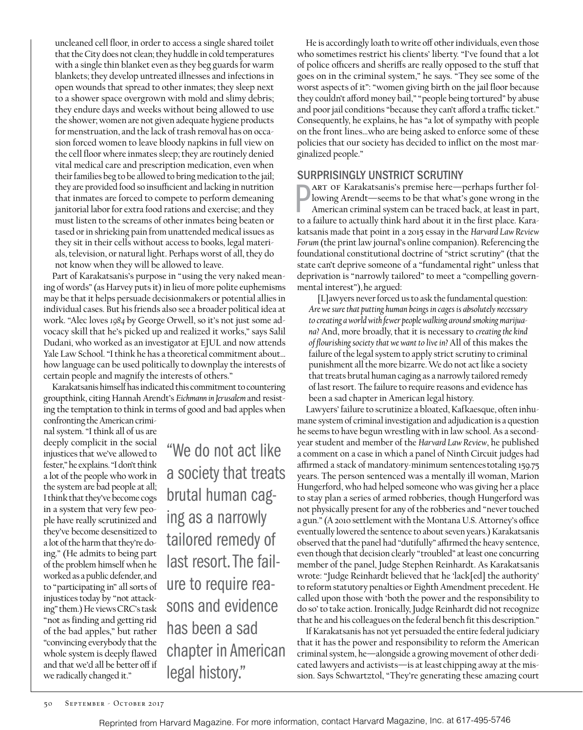uncleaned cell floor, in order to access a single shared toilet that the City does not clean; they huddle in cold temperatures with a single thin blanket even as they beg guards for warm blankets; they develop untreated illnesses and infections in open wounds that spread to other inmates; they sleep next to a shower space overgrown with mold and slimy debris; they endure days and weeks without being allowed to use the shower; women are not given adequate hygiene products for menstruation, and the lack of trash removal has on occasion forced women to leave bloody napkins in full view on the cell floor where inmates sleep; they are routinely denied vital medical care and prescription medication, even when their families beg to be allowed to bring medication to the jail; they are provided food so insufficient and lacking in nutrition that inmates are forced to compete to perform demeaning janitorial labor for extra food rations and exercise; and they must listen to the screams of other inmates being beaten or tased or in shrieking pain from unattended medical issues as they sit in their cells without access to books, legal materials, television, or natural light. Perhaps worst of all, they do not know when they will be allowed to leave.

Part of Karakatsanis's purpose in "using the very naked meaning of words" (as Harvey puts it) in lieu of more polite euphemisms may be that it helps persuade decisionmakers or potential allies in individual cases. But his friends also see a broader political idea at work. "Alec loves *1984* by George Orwell, so it's not just some advocacy skill that he's picked up and realized it works," says Salil Dudani, who worked as an investigator at EJUL and now attends Yale Law School. "I think he has a theoretical commitment about…how language can be used politically to downplay the interests of certain people and magnify the interests of others."

Karakatsanis himself has indicated this commitment to countering groupthink, citing Hannah Arendt's *Eichmann in Jerusalem* and resisting the temptation to think in terms of good and bad apples when confronting the American criminal system. "I think all of us are deeply complicit in the social injustices that we've allowed to fester," he explains. "I don't think a lot of the people who work in the system are bad people at all; I think that they've become cogs in a system that very few people have really scrutinized and they've become desensitized to a lot of the harm that they're doing." (He admits to being part of the problem himself when he worked as a public defender, and to "participating in" all sorts of injustices today by "not attacking" them.) He views CRC's task "not as finding and getting rid of the bad apples," but rather "convincing everybody that the whole system is deeply flawed and that we'd all be better off if we radically changed it."

> "We do not act like a society that treats brutal human caging as a narrowly tailored remedy of last resort. The failure to require reasons and evidence has been a sad chapter in American legal history."

He is accordingly loath to write off other individuals, even those who sometimes restrict his clients' liberty. "I've found that a lot of police officers and sheriffs are really opposed to the stuff that goes on in the criminal system," he says. "They see some of the worst aspects of it": "women giving birth on the jail floor because they couldn't afford money bail," "people being tortured" by abuse and poor jail conditions "because they can't afford a traffic ticket." Consequently, he explains, he has "a lot of sympathy with people on the front lines…who are being asked to enforce some of these policies that our society has decided to inflict on the most marginalized people."

## SURPRISINGLY UNSTRICT SCRUTINY

Part of Karakatsanis's premise here—perhaps further following Arendt—seems to be that what's gone wrong in the American criminal system can be traced back, at least in part, to a failure to actually think hard about it in the first place. Karakatsanis made that point in a 2015 essay in the *Harvard Law Review Forum* (the print law journal's online companion). Referencing the foundational constitutional doctrine of "strict scrutiny" (that the state can't deprive someone of a "fundamental right" unless that deprivation is "narrowly tailored" to meet a "compelling governmental interest"), he argued:

> [L]awyers never forced us to ask the fundamental question: *Are we sure that putting human beings in cages is absolutely necessary to creating a world with fewer people walking around smoking marijuana?* And, more broadly, that it is necessary to *creating the kind of flourishing society that we want to live in?* All of this makes the failure of the legal system to apply strict scrutiny to criminal punishment all the more bizarre. We do not act like a society that treats brutal human caging as a narrowly tailored remedy of last resort. The failure to require reasons and evidence has been a sad chapter in American legal history.

Lawyers' failure to scrutinize a bloated, Kafkaesque, often inhumane system of criminal investigation and adjudication is a question he seems to have begun wrestling with in law school. As a second-year student and member of the *Harvard Law Review*, he published a comment on a case in which a panel of Ninth Circuit judges had affirmed a stack of mandatory-minimum sentences totaling 159.75 years. The person sentenced was a mentally ill woman, Marion Hungerford, who had helped someone who was giving her a place to stay plan a series of armed robberies, though Hungerford was not physically present for any of the robberies and "never touched a gun." (A 2010 settlement with the Montana U.S. Attorney's office eventually lowered the sentence to about seven years.) Karakatsanis observed that the panel had "dutifully" affirmed the heavy sentence, even though that decision clearly "troubled" at least one concurring member of the panel, Judge Stephen Reinhardt. As Karakatsanis wrote: "Judge Reinhardt believed that he 'lack[ed] the authority' to reform statutory penalties or Eighth Amendment precedent. He called upon those with 'both the power and the responsibility to do so' to take action. Ironically, Judge Reinhardt did not recognize that he and his colleagues on the federal bench fit this description."

If Karakatsanis has not yet persuaded the entire federal judiciary that it has the power and responsibility to reform the American criminal system, he—alongside a growing movement of other dedicated lawyers and activists—is at least chipping away at the mission. Says Schwartztol, "They're generating these amazing court

Reprinted from Harvard Magazine. For more information, contact Harvard Magazine, Inc. at 617-495-5746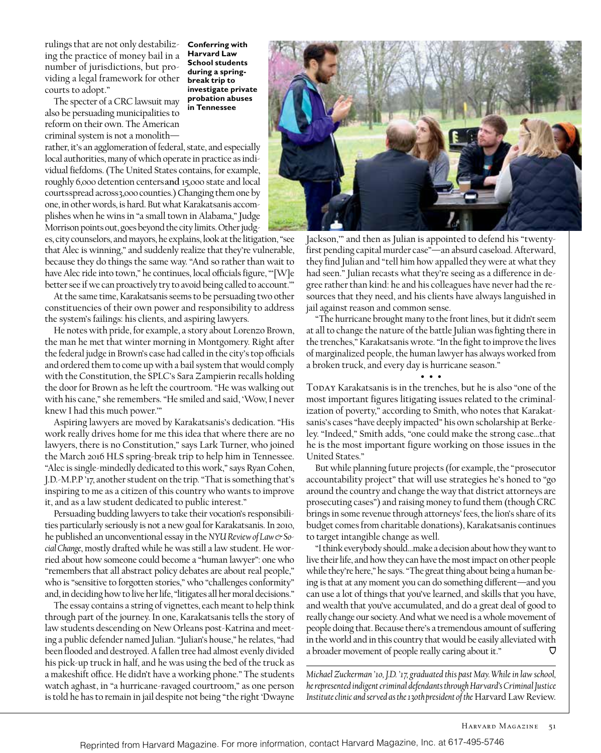rulings that are not only destabilizing the practice of money bail in a number of jurisdictions, but providing a legal framework for other courts to adopt."

**Conferring with Harvard Law School students during a spring-break trip to investigate private probation abuses in Tennessee**

The specter of a CRC lawsuit may also be persuading municipalities to reform on their own. The American criminal system is not a monolith—rather, it's an agglomeration of federal, state, and especially local authorities, many of which operate in practice as individual fiefdoms. (The United States contains, for example, roughly 6,000 detention centers and 15,000 state and local courts spread across 3,000 counties.) Changing them one by one, in other words, is hard. But what Karakatsanis accomplishes when he wins in "a small town in Alabama," Judge Morrison points out, goes beyond the city limits. Other judges, city counselors, and mayors, he explains, look at the litigation, "see that Alec is winning," and suddenly realize that they're vulnerable, because they do things the same way. "And so rather than wait to have Alec ride into town," he continues, local officials figure, "'[W]e better see if we can proactively try to avoid being called to account.'"

At the same time, Karakatsanis seems to be persuading two other constituencies of their own power and responsibility to address the system's failings: his clients, and aspiring lawyers.

He notes with pride, for example, a story about Lorenzo Brown, the man he met that winter morning in Montgomery. Right after the federal judge in Brown's case had called in the city's top officials and ordered them to come up with a bail system that would comply with the Constitution, the SPLC's Sara Zampierin recalls holding the door for Brown as he left the courtroom. "He was walking out with his cane," she remembers. "He smiled and said, 'Wow, I never knew I had this much power.'"

Aspiring lawyers are moved by Karakatsanis's dedication. "His work really drives home for me this idea that where there are no lawyers, there is no Constitution," says Lark Turner, who joined the March 2016 HLS spring-break trip to help him in Tennessee. "Alec is single-mindedly dedicated to this work," says Ryan Cohen, J.D.-M.P.P '17, another student on the trip. "That is something that's inspiring to me as a citizen of this country who wants to improve it, and as a law student dedicated to public interest."

Persuading budding lawyers to take their vocation's responsibilities particularly seriously is not a new goal for Karakatsanis. In 2010, he published an unconventional essay in the *NYU Review of Law & Social Change*, mostly drafted while he was still a law student. He worried about how someone could become a "human lawyer": one who "remembers that all abstract policy debates are about real people," who is "sensitive to forgotten stories," who "challenges conformity" and, in deciding how to live her life, "litigates all her moral decisions."

The essay contains a string of vignettes, each meant to help think through part of the journey. In one, Karakatsanis tells the story of law students descending on New Orleans post-Katrina and meeting a public defender named Julian. "Julian's house," he relates, "had been flooded and destroyed. A fallen tree had almost evenly divided his pick-up truck in half, and he was using the bed of the truck as a makeshift office. He didn't have a working phone." The students watch aghast, in "a hurricane-ravaged courtroom," as one person is told he has to remain in jail despite not being "the right 'Dwayne Jackson,'" and then as Julian is appointed to defend his "twenty-first pending capital murder case"—an absurd caseload. Afterward, they find Julian and "tell him how appalled they were at what they had seen." Julian recasts what they're seeing as a difference in degree rather than kind: he and his colleagues have never had the resources that they need, and his clients have always languished in jail against reason and common sense.

"The hurricane brought many to the front lines, but it didn't seem at all to change the nature of the battle Julian was fighting there in the trenches," Karakatsanis wrote. "In the fight to improve the lives of marginalized people, the human lawyer has always worked from a broken truck, and every day is hurricane season."

• • •

TODAY Karakatsanis is in the trenches, but he is also "one of the most important figures litigating issues related to the criminalization of poverty," according to Smith, who notes that Karakatsanis's cases "have deeply impacted" his own scholarship at Berkeley. "Indeed," Smith adds, "one could make the strong case…that he is the most important figure working on those issues in the United States."

But while planning future projects (for example, the "prosecutor accountability project" that will use strategies he's honed to "go around the country and change the way that district attorneys are prosecuting cases") and raising money to fund them (though CRC brings in some revenue through attorneys' fees, the lion's share of its budget comes from charitable donations), Karakatsanis continues to target intangible change as well.

"I think everybody should…make a decision about how they want to live their life, and how they can have the most impact on other people while they're here," he says. "The great thing about being a human being is that at any moment you can do something different—and you can use a lot of things that you've learned, and skills that you have, and wealth that you've accumulated, and do a great deal of good to really change our society. And what we need is a whole movement of people doing that. Because there's a tremendous amount of suffering in the world and in this country that would be easily alleviated with a broader movement of people really caring about it."

---

*Michael Zuckerman '10, J.D. '17, graduated this past May. While in law school, he represented indigent criminal defendants through Harvard's Criminal Justice Institute clinic and served as the 130th president of the* Harvard Law Review.

Reprinted from Harvard Magazine. For more information, contact Harvard Magazine, Inc. at 617-495-5746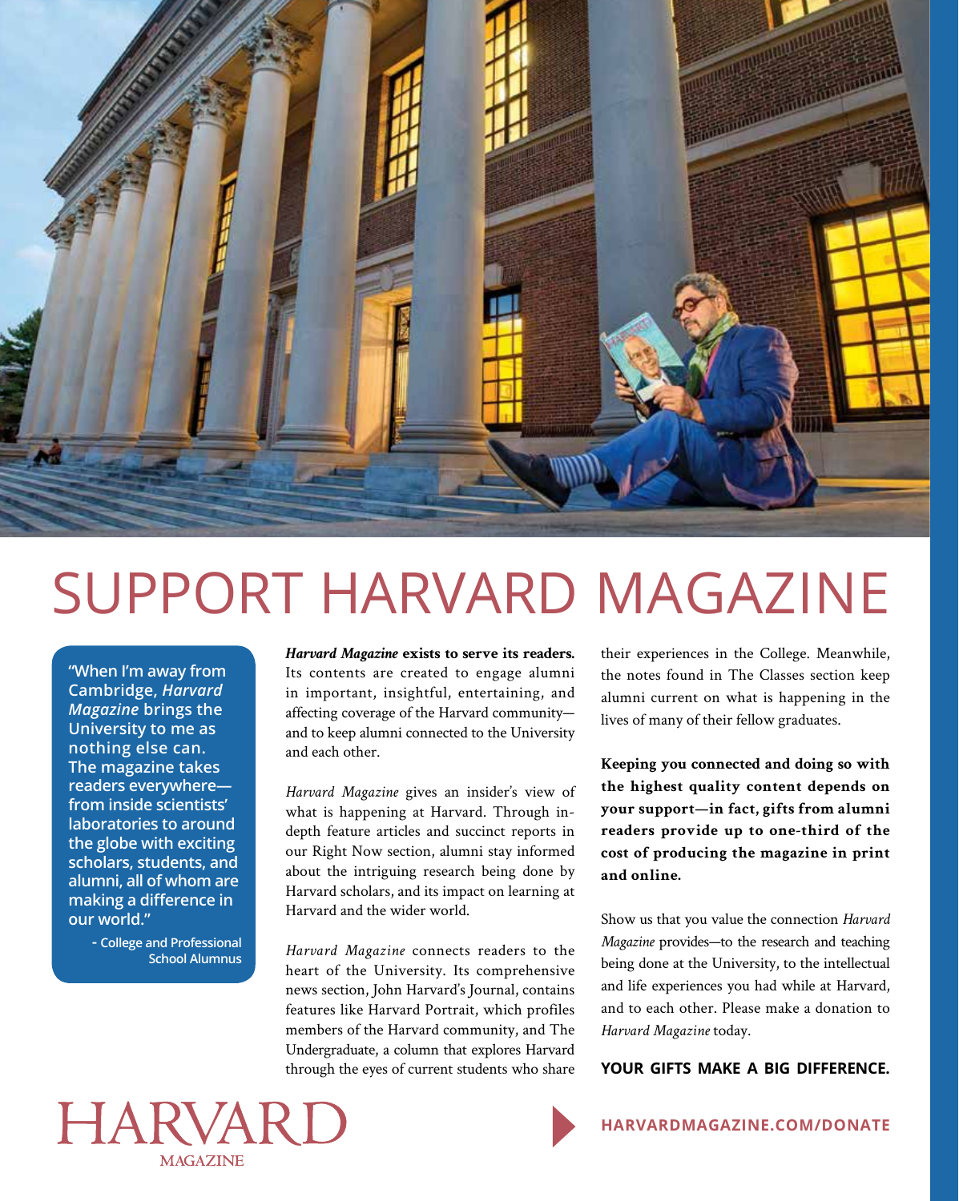# SUPPORT HARVARD MAGAZINE

> "When I'm away from Cambridge, *Harvard Magazine* brings the University to me as nothing else can. The magazine takes readers everywhere—from inside scientists' laboratories to around the globe with exciting scholars, students, and alumni, all of whom are making a difference in our world."
>
> \- College and Professional School Alumnus

***Harvard Magazine* exists to serve its readers.** Its contents are created to engage alumni in important, insightful, entertaining, and affecting coverage of the Harvard community—and to keep alumni connected to the University and each other.

*Harvard Magazine* gives an insider's view of what is happening at Harvard. Through in-depth feature articles and succinct reports in our Right Now section, alumni stay informed about the intriguing research being done by Harvard scholars, and its impact on learning at Harvard and the wider world.

*Harvard Magazine* connects readers to the heart of the University. Its comprehensive news section, John Harvard's Journal, contains features like Harvard Portrait, which profiles members of the Harvard community, and The Undergraduate, a column that explores Harvard through the eyes of current students who share their experiences in the College. Meanwhile, the notes found in The Classes section keep alumni current on what is happening in the lives of many of their fellow graduates.

**Keeping you connected and doing so with the highest quality content depends on your support—in fact, gifts from alumni readers provide up to one-third of the cost of producing the magazine in print and online.**

Show us that you value the connection *Harvard Magazine* provides—to the research and teaching being done at the University, to the intellectual and life experiences you had while at Harvard, and to each other. Please make a donation to *Harvard Magazine* today.

**YOUR GIFTS MAKE A BIG DIFFERENCE.**

HARVARD MAGAZINE

**HARVARDMAGAZINE.COM/DONATE**